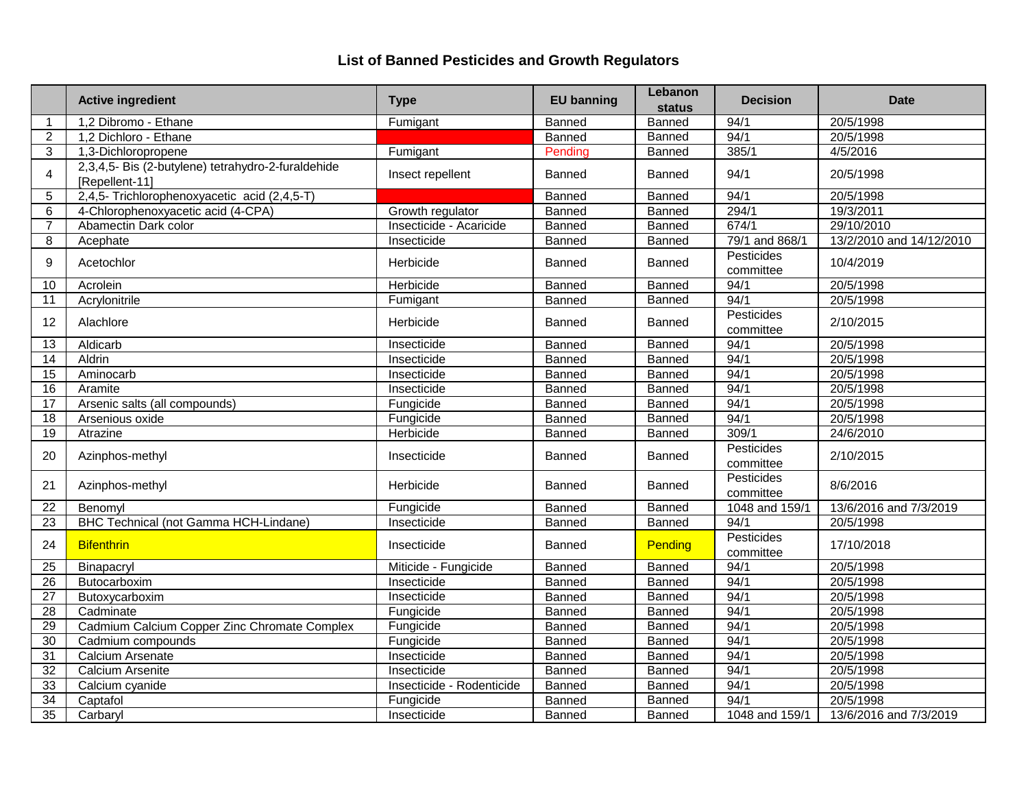# List of Banned Pesticides and Growth Regulators

| | Active ingredient | Type | EU banning | Lebanon status | Decision | Date |
|---|---|---|---|---|---|---|
| 1 | 1,2 Dibromo - Ethane | Fumigant | Banned | Banned | 94/1 | 20/5/1998 |
| 2 | 1,2 Dichloro - Ethane | | Banned | Banned | 94/1 | 20/5/1998 |
| 3 | 1,3-Dichloropropene | Fumigant | Pending | Banned | 385/1 | 4/5/2016 |
| 4 | 2,3,4,5- Bis (2-butylene) tetrahydro-2-furaldehide [Repellent-11] | Insect repellent | Banned | Banned | 94/1 | 20/5/1998 |
| 5 | 2,4,5- Trichlorophenoxyacetic acid (2,4,5-T) | | Banned | Banned | 94/1 | 20/5/1998 |
| 6 | 4-Chlorophenoxyacetic acid (4-CPA) | Growth regulator | Banned | Banned | 294/1 | 19/3/2011 |
| 7 | Abamectin Dark color | Insecticide - Acaricide | Banned | Banned | 674/1 | 29/10/2010 |
| 8 | Acephate | Insecticide | Banned | Banned | 79/1 and 868/1 | 13/2/2010 and 14/12/2010 |
| 9 | Acetochlor | Herbicide | Banned | Banned | Pesticides committee | 10/4/2019 |
| 10 | Acrolein | Herbicide | Banned | Banned | 94/1 | 20/5/1998 |
| 11 | Acrylonitrile | Fumigant | Banned | Banned | 94/1 | 20/5/1998 |
| 12 | Alachlore | Herbicide | Banned | Banned | Pesticides committee | 2/10/2015 |
| 13 | Aldicarb | Insecticide | Banned | Banned | 94/1 | 20/5/1998 |
| 14 | Aldrin | Insecticide | Banned | Banned | 94/1 | 20/5/1998 |
| 15 | Aminocarb | Insecticide | Banned | Banned | 94/1 | 20/5/1998 |
| 16 | Aramite | Insecticide | Banned | Banned | 94/1 | 20/5/1998 |
| 17 | Arsenic salts (all compounds) | Fungicide | Banned | Banned | 94/1 | 20/5/1998 |
| 18 | Arsenious oxide | Fungicide | Banned | Banned | 94/1 | 20/5/1998 |
| 19 | Atrazine | Herbicide | Banned | Banned | 309/1 | 24/6/2010 |
| 20 | Azinphos-methyl | Insecticide | Banned | Banned | Pesticides committee | 2/10/2015 |
| 21 | Azinphos-methyl | Herbicide | Banned | Banned | Pesticides committee | 8/6/2016 |
| 22 | Benomyl | Fungicide | Banned | Banned | 1048 and 159/1 | 13/6/2016 and 7/3/2019 |
| 23 | BHC Technical (not Gamma HCH-Lindane) | Insecticide | Banned | Banned | 94/1 | 20/5/1998 |
| 24 | Bifenthrin | Insecticide | Banned | Pending | Pesticides committee | 17/10/2018 |
| 25 | Binapacryl | Miticide - Fungicide | Banned | Banned | 94/1 | 20/5/1998 |
| 26 | Butocarboxim | Insecticide | Banned | Banned | 94/1 | 20/5/1998 |
| 27 | Butoxycarboxim | Insecticide | Banned | Banned | 94/1 | 20/5/1998 |
| 28 | Cadminate | Fungicide | Banned | Banned | 94/1 | 20/5/1998 |
| 29 | Cadmium Calcium Copper Zinc Chromate Complex | Fungicide | Banned | Banned | 94/1 | 20/5/1998 |
| 30 | Cadmium compounds | Fungicide | Banned | Banned | 94/1 | 20/5/1998 |
| 31 | Calcium Arsenate | Insecticide | Banned | Banned | 94/1 | 20/5/1998 |
| 32 | Calcium Arsenite | Insecticide | Banned | Banned | 94/1 | 20/5/1998 |
| 33 | Calcium cyanide | Insecticide - Rodenticide | Banned | Banned | 94/1 | 20/5/1998 |
| 34 | Captafol | Fungicide | Banned | Banned | 94/1 | 20/5/1998 |
| 35 | Carbaryl | Insecticide | Banned | Banned | 1048 and 159/1 | 13/6/2016 and 7/3/2019 |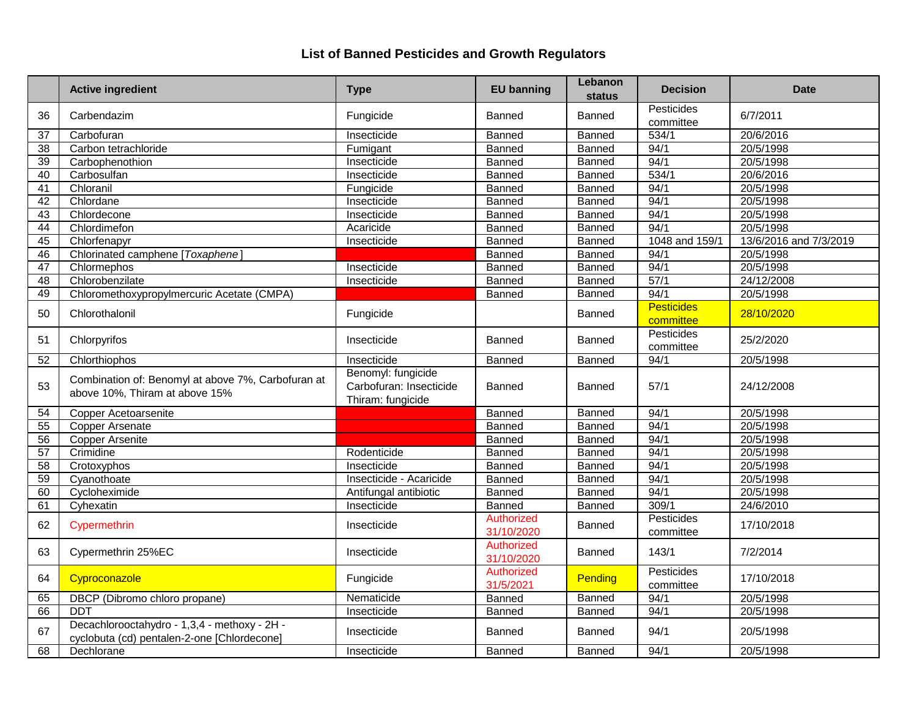## List of Banned Pesticides and Growth Regulators

| | Active ingredient | Type | EU banning | Lebanon status | Decision | Date |
|---|---|---|---|---|---|---|
| 36 | Carbendazim | Fungicide | Banned | Banned | Pesticides committee | 6/7/2011 |
| 37 | Carbofuran | Insecticide | Banned | Banned | 534/1 | 20/6/2016 |
| 38 | Carbon tetrachloride | Fumigant | Banned | Banned | 94/1 | 20/5/1998 |
| 39 | Carbophenothion | Insecticide | Banned | Banned | 94/1 | 20/5/1998 |
| 40 | Carbosulfan | Insecticide | Banned | Banned | 534/1 | 20/6/2016 |
| 41 | Chloranil | Fungicide | Banned | Banned | 94/1 | 20/5/1998 |
| 42 | Chlordane | Insecticide | Banned | Banned | 94/1 | 20/5/1998 |
| 43 | Chlordecone | Insecticide | Banned | Banned | 94/1 | 20/5/1998 |
| 44 | Chlordimefon | Acaricide | Banned | Banned | 94/1 | 20/5/1998 |
| 45 | Chlorfenapyr | Insecticide | Banned | Banned | 1048 and 159/1 | 13/6/2016 and 7/3/2019 |
| 46 | Chlorinated camphene [*Toxaphene*] | | Banned | Banned | 94/1 | 20/5/1998 |
| 47 | Chlormephos | Insecticide | Banned | Banned | 94/1 | 20/5/1998 |
| 48 | Chlorobenzilate | Insecticide | Banned | Banned | 57/1 | 24/12/2008 |
| 49 | Chloromethoxypropylmercuric Acetate (CMPA) | | Banned | Banned | 94/1 | 20/5/1998 |
| 50 | Chlorothalonil | Fungicide | | Banned | Pesticides committee | 28/10/2020 |
| 51 | Chlorpyrifos | Insecticide | Banned | Banned | Pesticides committee | 25/2/2020 |
| 52 | Chlorthiophos | Insecticide | Banned | Banned | 94/1 | 20/5/1998 |
| 53 | Combination of: Benomyl at above 7%, Carbofuran at above 10%, Thiram at above 15% | Benomyl: fungicide Carbofuran: Insecticide Thiram: fungicide | Banned | Banned | 57/1 | 24/12/2008 |
| 54 | Copper Acetoarsenite | | Banned | Banned | 94/1 | 20/5/1998 |
| 55 | Copper Arsenate | | Banned | Banned | 94/1 | 20/5/1998 |
| 56 | Copper Arsenite | | Banned | Banned | 94/1 | 20/5/1998 |
| 57 | Crimidine | Rodenticide | Banned | Banned | 94/1 | 20/5/1998 |
| 58 | Crotoxyphos | Insecticide | Banned | Banned | 94/1 | 20/5/1998 |
| 59 | Cyanothoate | Insecticide - Acaricide | Banned | Banned | 94/1 | 20/5/1998 |
| 60 | Cycloheximide | Antifungal antibiotic | Banned | Banned | 94/1 | 20/5/1998 |
| 61 | Cyhexatin | Insecticide | Banned | Banned | 309/1 | 24/6/2010 |
| 62 | Cypermethrin | Insecticide | Authorized 31/10/2020 | Banned | Pesticides committee | 17/10/2018 |
| 63 | Cypermethrin 25%EC | Insecticide | Authorized 31/10/2020 | Banned | 143/1 | 7/2/2014 |
| 64 | Cyproconazole | Fungicide | Authorized 31/5/2021 | Pending | Pesticides committee | 17/10/2018 |
| 65 | DBCP (Dibromo chloro propane) | Nematicide | Banned | Banned | 94/1 | 20/5/1998 |
| 66 | DDT | Insecticide | Banned | Banned | 94/1 | 20/5/1998 |
| 67 | Decachlorooctahydro - 1,3,4 - methoxy - 2H - cyclobuta (cd) pentalen-2-one [Chlordecone] | Insecticide | Banned | Banned | 94/1 | 20/5/1998 |
| 68 | Dechlorane | Insecticide | Banned | Banned | 94/1 | 20/5/1998 |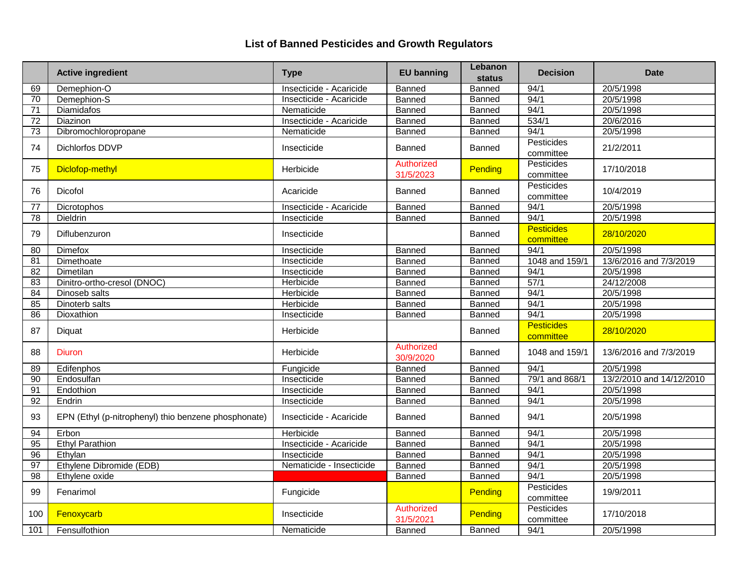# List of Banned Pesticides and Growth Regulators

| | Active ingredient | Type | EU banning | Lebanon status | Decision | Date |
|---|---|---|---|---|---|---|
| 69 | Demephion-O | Insecticide - Acaricide | Banned | Banned | 94/1 | 20/5/1998 |
| 70 | Demephion-S | Insecticide - Acaricide | Banned | Banned | 94/1 | 20/5/1998 |
| 71 | Diamidafos | Nematicide | Banned | Banned | 94/1 | 20/5/1998 |
| 72 | Diazinon | Insecticide - Acaricide | Banned | Banned | 534/1 | 20/6/2016 |
| 73 | Dibromochloropropane | Nematicide | Banned | Banned | 94/1 | 20/5/1998 |
| 74 | Dichlorfos DDVP | Insecticide | Banned | Banned | Pesticides committee | 21/2/2011 |
| 75 | Diclofop-methyl | Herbicide | Authorized 31/5/2023 | Pending | Pesticides committee | 17/10/2018 |
| 76 | Dicofol | Acaricide | Banned | Banned | Pesticides committee | 10/4/2019 |
| 77 | Dicrotophos | Insecticide - Acaricide | Banned | Banned | 94/1 | 20/5/1998 |
| 78 | Dieldrin | Insecticide | Banned | Banned | 94/1 | 20/5/1998 |
| 79 | Diflubenzuron | Insecticide | | Banned | Pesticides committee | 28/10/2020 |
| 80 | Dimefox | Insecticide | Banned | Banned | 94/1 | 20/5/1998 |
| 81 | Dimethoate | Insecticide | Banned | Banned | 1048 and 159/1 | 13/6/2016 and 7/3/2019 |
| 82 | Dimetilan | Insecticide | Banned | Banned | 94/1 | 20/5/1998 |
| 83 | Dinitro-ortho-cresol (DNOC) | Herbicide | Banned | Banned | 57/1 | 24/12/2008 |
| 84 | Dinoseb salts | Herbicide | Banned | Banned | 94/1 | 20/5/1998 |
| 85 | Dinoterb salts | Herbicide | Banned | Banned | 94/1 | 20/5/1998 |
| 86 | Dioxathion | Insecticide | Banned | Banned | 94/1 | 20/5/1998 |
| 87 | Diquat | Herbicide | | Banned | Pesticides committee | 28/10/2020 |
| 88 | Diuron | Herbicide | Authorized 30/9/2020 | Banned | 1048 and 159/1 | 13/6/2016 and 7/3/2019 |
| 89 | Edifenphos | Fungicide | Banned | Banned | 94/1 | 20/5/1998 |
| 90 | Endosulfan | Insecticide | Banned | Banned | 79/1 and 868/1 | 13/2/2010 and 14/12/2010 |
| 91 | Endothion | Insecticide | Banned | Banned | 94/1 | 20/5/1998 |
| 92 | Endrin | Insecticide | Banned | Banned | 94/1 | 20/5/1998 |
| 93 | EPN (Ethyl (p-nitrophenyl) thio benzene phosphonate) | Insecticide - Acaricide | Banned | Banned | 94/1 | 20/5/1998 |
| 94 | Erbon | Herbicide | Banned | Banned | 94/1 | 20/5/1998 |
| 95 | Ethyl Parathion | Insecticide - Acaricide | Banned | Banned | 94/1 | 20/5/1998 |
| 96 | Ethylan | Insecticide | Banned | Banned | 94/1 | 20/5/1998 |
| 97 | Ethylene Dibromide (EDB) | Nematicide - Insecticide | Banned | Banned | 94/1 | 20/5/1998 |
| 98 | Ethylene oxide | | Banned | Banned | 94/1 | 20/5/1998 |
| 99 | Fenarimol | Fungicide | | Pending | Pesticides committee | 19/9/2011 |
| 100 | Fenoxycarb | Insecticide | Authorized 31/5/2021 | Pending | Pesticides committee | 17/10/2018 |
| 101 | Fensulfothion | Nematicide | Banned | Banned | 94/1 | 20/5/1998 |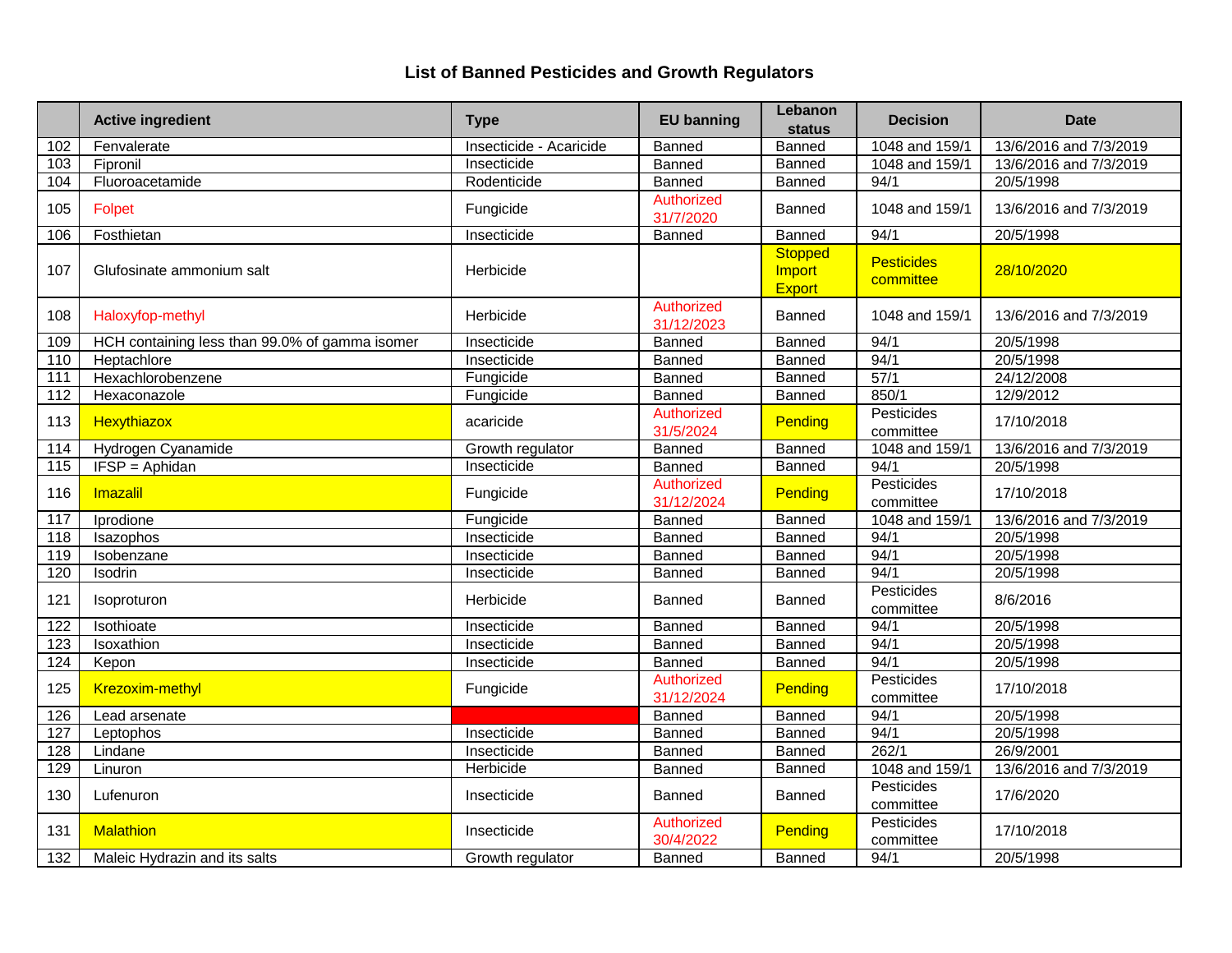# List of Banned Pesticides and Growth Regulators

| | Active ingredient | Type | EU banning | Lebanon status | Decision | Date |
|---|---|---|---|---|---|---|
| 102 | Fenvalerate | Insecticide - Acaricide | Banned | Banned | 1048 and 159/1 | 13/6/2016 and 7/3/2019 |
| 103 | Fipronil | Insecticide | Banned | Banned | 1048 and 159/1 | 13/6/2016 and 7/3/2019 |
| 104 | Fluoroacetamide | Rodenticide | Banned | Banned | 94/1 | 20/5/1998 |
| 105 | Folpet | Fungicide | Authorized 31/7/2020 | Banned | 1048 and 159/1 | 13/6/2016 and 7/3/2019 |
| 106 | Fosthietan | Insecticide | Banned | Banned | 94/1 | 20/5/1998 |
| 107 | Glufosinate ammonium salt | Herbicide | | Stopped Import Export | Pesticides committee | 28/10/2020 |
| 108 | Haloxyfop-methyl | Herbicide | Authorized 31/12/2023 | Banned | 1048 and 159/1 | 13/6/2016 and 7/3/2019 |
| 109 | HCH containing less than 99.0% of gamma isomer | Insecticide | Banned | Banned | 94/1 | 20/5/1998 |
| 110 | Heptachlore | Insecticide | Banned | Banned | 94/1 | 20/5/1998 |
| 111 | Hexachlorobenzene | Fungicide | Banned | Banned | 57/1 | 24/12/2008 |
| 112 | Hexaconazole | Fungicide | Banned | Banned | 850/1 | 12/9/2012 |
| 113 | Hexythiazox | acaricide | Authorized 31/5/2024 | Pending | Pesticides committee | 17/10/2018 |
| 114 | Hydrogen Cyanamide | Growth regulator | Banned | Banned | 1048 and 159/1 | 13/6/2016 and 7/3/2019 |
| 115 | IFSP = Aphidan | Insecticide | Banned | Banned | 94/1 | 20/5/1998 |
| 116 | Imazalil | Fungicide | Authorized 31/12/2024 | Pending | Pesticides committee | 17/10/2018 |
| 117 | Iprodione | Fungicide | Banned | Banned | 1048 and 159/1 | 13/6/2016 and 7/3/2019 |
| 118 | Isazophos | Insecticide | Banned | Banned | 94/1 | 20/5/1998 |
| 119 | Isobenzane | Insecticide | Banned | Banned | 94/1 | 20/5/1998 |
| 120 | Isodrin | Insecticide | Banned | Banned | 94/1 | 20/5/1998 |
| 121 | Isoproturon | Herbicide | Banned | Banned | Pesticides committee | 8/6/2016 |
| 122 | Isothioate | Insecticide | Banned | Banned | 94/1 | 20/5/1998 |
| 123 | Isoxathion | Insecticide | Banned | Banned | 94/1 | 20/5/1998 |
| 124 | Kepon | Insecticide | Banned | Banned | 94/1 | 20/5/1998 |
| 125 | Krezoxim-methyl | Fungicide | Authorized 31/12/2024 | Pending | Pesticides committee | 17/10/2018 |
| 126 | Lead arsenate | | Banned | Banned | 94/1 | 20/5/1998 |
| 127 | Leptophos | Insecticide | Banned | Banned | 94/1 | 20/5/1998 |
| 128 | Lindane | Insecticide | Banned | Banned | 262/1 | 26/9/2001 |
| 129 | Linuron | Herbicide | Banned | Banned | 1048 and 159/1 | 13/6/2016 and 7/3/2019 |
| 130 | Lufenuron | Insecticide | Banned | Banned | Pesticides committee | 17/6/2020 |
| 131 | Malathion | Insecticide | Authorized 30/4/2022 | Pending | Pesticides committee | 17/10/2018 |
| 132 | Maleic Hydrazin and its salts | Growth regulator | Banned | Banned | 94/1 | 20/5/1998 |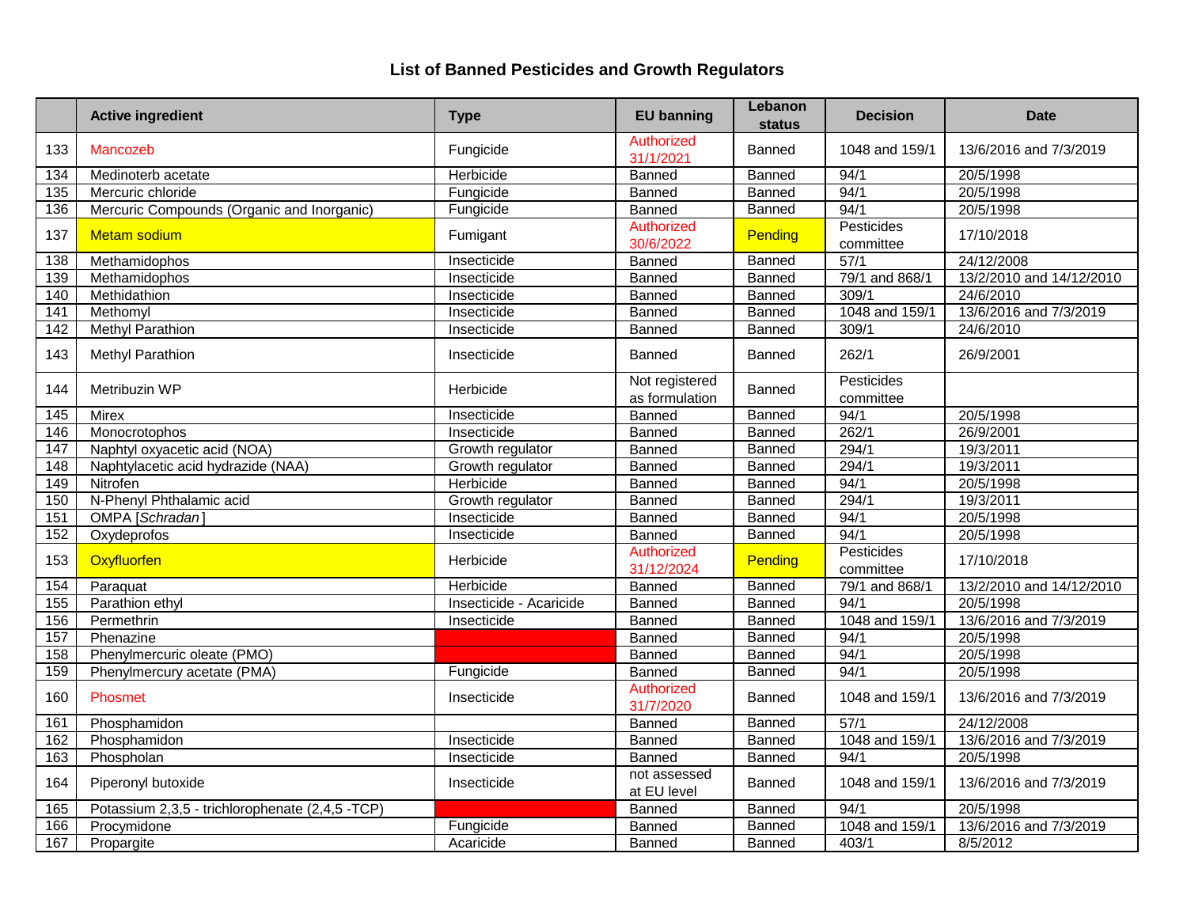# List of Banned Pesticides and Growth Regulators

| | Active ingredient | Type | EU banning | Lebanon status | Decision | Date |
|---|---|---|---|---|---|---|
| 133 | Mancozeb | Fungicide | Authorized 31/1/2021 | Banned | 1048 and 159/1 | 13/6/2016 and 7/3/2019 |
| 134 | Medinoterb acetate | Herbicide | Banned | Banned | 94/1 | 20/5/1998 |
| 135 | Mercuric chloride | Fungicide | Banned | Banned | 94/1 | 20/5/1998 |
| 136 | Mercuric Compounds (Organic and Inorganic) | Fungicide | Banned | Banned | 94/1 | 20/5/1998 |
| 137 | Metam sodium | Fumigant | Authorized 30/6/2022 | Pending | Pesticides committee | 17/10/2018 |
| 138 | Methamidophos | Insecticide | Banned | Banned | 57/1 | 24/12/2008 |
| 139 | Methamidophos | Insecticide | Banned | Banned | 79/1 and 868/1 | 13/2/2010 and 14/12/2010 |
| 140 | Methidathion | Insecticide | Banned | Banned | 309/1 | 24/6/2010 |
| 141 | Methomyl | Insecticide | Banned | Banned | 1048 and 159/1 | 13/6/2016 and 7/3/2019 |
| 142 | Methyl Parathion | Insecticide | Banned | Banned | 309/1 | 24/6/2010 |
| 143 | Methyl Parathion | Insecticide | Banned | Banned | 262/1 | 26/9/2001 |
| 144 | Metribuzin WP | Herbicide | Not registered as formulation | Banned | Pesticides committee | |
| 145 | Mirex | Insecticide | Banned | Banned | 94/1 | 20/5/1998 |
| 146 | Monocrotophos | Insecticide | Banned | Banned | 262/1 | 26/9/2001 |
| 147 | Naphtyl oxyacetic acid (NOA) | Growth regulator | Banned | Banned | 294/1 | 19/3/2011 |
| 148 | Naphtylacetic acid hydrazide (NAA) | Growth regulator | Banned | Banned | 294/1 | 19/3/2011 |
| 149 | Nitrofen | Herbicide | Banned | Banned | 94/1 | 20/5/1998 |
| 150 | N-Phenyl Phthalamic acid | Growth regulator | Banned | Banned | 294/1 | 19/3/2011 |
| 151 | OMPA [*Schradan*] | Insecticide | Banned | Banned | 94/1 | 20/5/1998 |
| 152 | Oxydeprofos | Insecticide | Banned | Banned | 94/1 | 20/5/1998 |
| 153 | Oxyfluorfen | Herbicide | Authorized 31/12/2024 | Pending | Pesticides committee | 17/10/2018 |
| 154 | Paraquat | Herbicide | Banned | Banned | 79/1 and 868/1 | 13/2/2010 and 14/12/2010 |
| 155 | Parathion ethyl | Insecticide - Acaricide | Banned | Banned | 94/1 | 20/5/1998 |
| 156 | Permethrin | Insecticide | Banned | Banned | 1048 and 159/1 | 13/6/2016 and 7/3/2019 |
| 157 | Phenazine | | Banned | Banned | 94/1 | 20/5/1998 |
| 158 | Phenylmercuric oleate (PMO) | | Banned | Banned | 94/1 | 20/5/1998 |
| 159 | Phenylmercury acetate (PMA) | Fungicide | Banned | Banned | 94/1 | 20/5/1998 |
| 160 | Phosmet | Insecticide | Authorized 31/7/2020 | Banned | 1048 and 159/1 | 13/6/2016 and 7/3/2019 |
| 161 | Phosphamidon | | Banned | Banned | 57/1 | 24/12/2008 |
| 162 | Phosphamidon | Insecticide | Banned | Banned | 1048 and 159/1 | 13/6/2016 and 7/3/2019 |
| 163 | Phospholan | Insecticide | Banned | Banned | 94/1 | 20/5/1998 |
| 164 | Piperonyl butoxide | Insecticide | not assessed at EU level | Banned | 1048 and 159/1 | 13/6/2016 and 7/3/2019 |
| 165 | Potassium 2,3,5 - trichlorophenate (2,4,5 -TCP) | | Banned | Banned | 94/1 | 20/5/1998 |
| 166 | Procymidone | Fungicide | Banned | Banned | 1048 and 159/1 | 13/6/2016 and 7/3/2019 |
| 167 | Propargite | Acaricide | Banned | Banned | 403/1 | 8/5/2012 |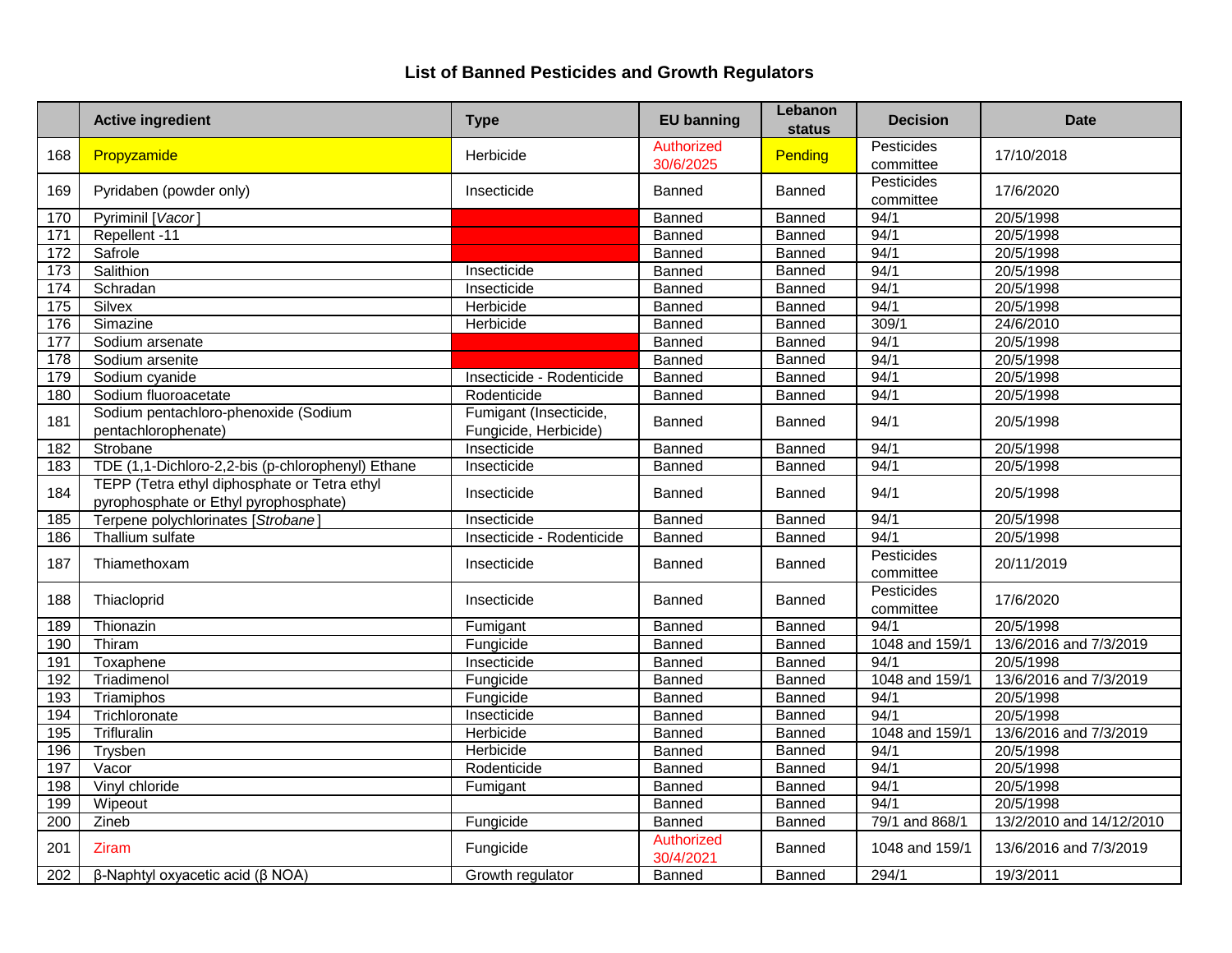## List of Banned Pesticides and Growth Regulators

| | Active ingredient | Type | EU banning | Lebanon status | Decision | Date |
|---|---|---|---|---|---|---|
| 168 | Propyzamide | Herbicide | Authorized 30/6/2025 | Pending | Pesticides committee | 17/10/2018 |
| 169 | Pyridaben (powder only) | Insecticide | Banned | Banned | Pesticides committee | 17/6/2020 |
| 170 | Pyriminil [*Vacor*] | | Banned | Banned | 94/1 | 20/5/1998 |
| 171 | Repellent -11 | | Banned | Banned | 94/1 | 20/5/1998 |
| 172 | Safrole | | Banned | Banned | 94/1 | 20/5/1998 |
| 173 | Salithion | Insecticide | Banned | Banned | 94/1 | 20/5/1998 |
| 174 | Schradan | Insecticide | Banned | Banned | 94/1 | 20/5/1998 |
| 175 | Silvex | Herbicide | Banned | Banned | 94/1 | 20/5/1998 |
| 176 | Simazine | Herbicide | Banned | Banned | 309/1 | 24/6/2010 |
| 177 | Sodium arsenate | | Banned | Banned | 94/1 | 20/5/1998 |
| 178 | Sodium arsenite | | Banned | Banned | 94/1 | 20/5/1998 |
| 179 | Sodium cyanide | Insecticide - Rodenticide | Banned | Banned | 94/1 | 20/5/1998 |
| 180 | Sodium fluoroacetate | Rodenticide | Banned | Banned | 94/1 | 20/5/1998 |
| 181 | Sodium pentachloro-phenoxide (Sodium pentachlorophenate) | Fumigant (Insecticide, Fungicide, Herbicide) | Banned | Banned | 94/1 | 20/5/1998 |
| 182 | Strobane | Insecticide | Banned | Banned | 94/1 | 20/5/1998 |
| 183 | TDE (1,1-Dichloro-2,2-bis (p-chlorophenyl) Ethane | Insecticide | Banned | Banned | 94/1 | 20/5/1998 |
| 184 | TEPP (Tetra ethyl diphosphate or Tetra ethyl pyrophosphate or Ethyl pyrophosphate) | Insecticide | Banned | Banned | 94/1 | 20/5/1998 |
| 185 | Terpene polychlorinates [*Strobane*] | Insecticide | Banned | Banned | 94/1 | 20/5/1998 |
| 186 | Thallium sulfate | Insecticide - Rodenticide | Banned | Banned | 94/1 | 20/5/1998 |
| 187 | Thiamethoxam | Insecticide | Banned | Banned | Pesticides committee | 20/11/2019 |
| 188 | Thiacloprid | Insecticide | Banned | Banned | Pesticides committee | 17/6/2020 |
| 189 | Thionazin | Fumigant | Banned | Banned | 94/1 | 20/5/1998 |
| 190 | Thiram | Fungicide | Banned | Banned | 1048 and 159/1 | 13/6/2016 and 7/3/2019 |
| 191 | Toxaphene | Insecticide | Banned | Banned | 94/1 | 20/5/1998 |
| 192 | Triadimenol | Fungicide | Banned | Banned | 1048 and 159/1 | 13/6/2016 and 7/3/2019 |
| 193 | Triamiphos | Fungicide | Banned | Banned | 94/1 | 20/5/1998 |
| 194 | Trichloronate | Insecticide | Banned | Banned | 94/1 | 20/5/1998 |
| 195 | Trifluralin | Herbicide | Banned | Banned | 1048 and 159/1 | 13/6/2016 and 7/3/2019 |
| 196 | Trysben | Herbicide | Banned | Banned | 94/1 | 20/5/1998 |
| 197 | Vacor | Rodenticide | Banned | Banned | 94/1 | 20/5/1998 |
| 198 | Vinyl chloride | Fumigant | Banned | Banned | 94/1 | 20/5/1998 |
| 199 | Wipeout | | Banned | Banned | 94/1 | 20/5/1998 |
| 200 | Zineb | Fungicide | Banned | Banned | 79/1 and 868/1 | 13/2/2010 and 14/12/2010 |
| 201 | Ziram | Fungicide | Authorized 30/4/2021 | Banned | 1048 and 159/1 | 13/6/2016 and 7/3/2019 |
| 202 | β-Naphtyl oxyacetic acid (β NOA) | Growth regulator | Banned | Banned | 294/1 | 19/3/2011 |